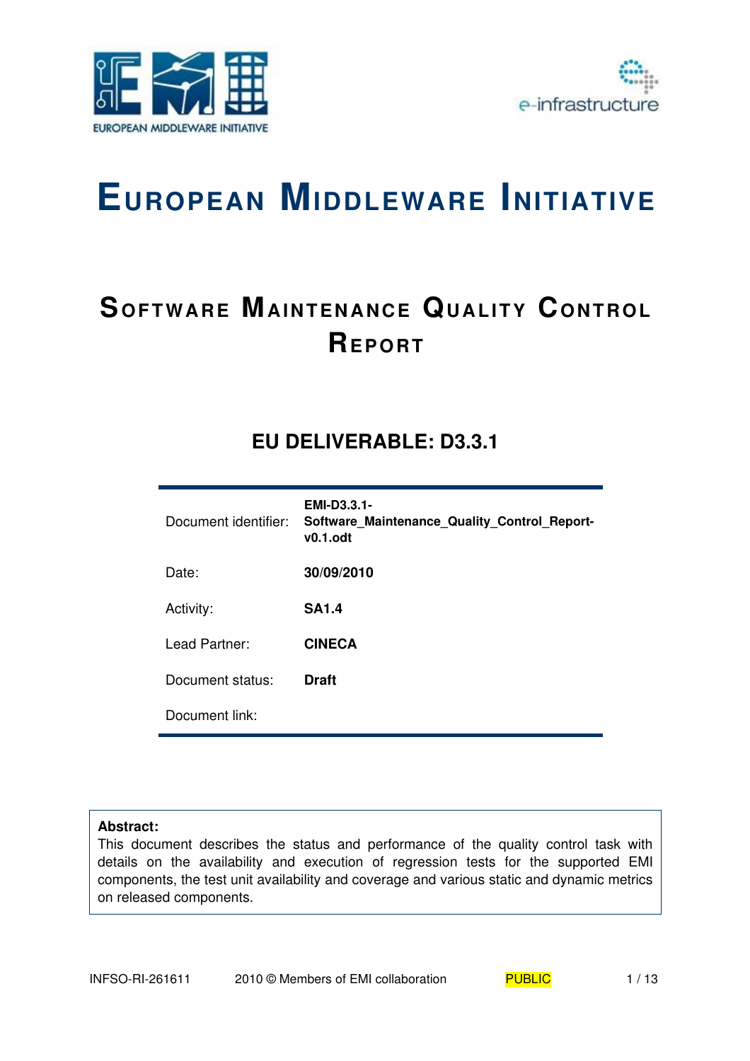# European Middleware Initiative

## Software Maintenance Quality Control Report

### EU DELIVERABLE: D3.3.1

| | |
|---|---|
| Document identifier: | **EMI-D3.3.1-Software_Maintenance_Quality_Control_Report-v0.1.odt** |
| Date: | **30/09/2010** |
| Activity: | **SA1.4** |
| Lead Partner: | **CINECA** |
| Document status: | **Draft** |
| Document link: | |

**Abstract:**
This document describes the status and performance of the quality control task with details on the availability and execution of regression tests for the supported EMI components, the test unit availability and coverage and various static and dynamic metrics on released components.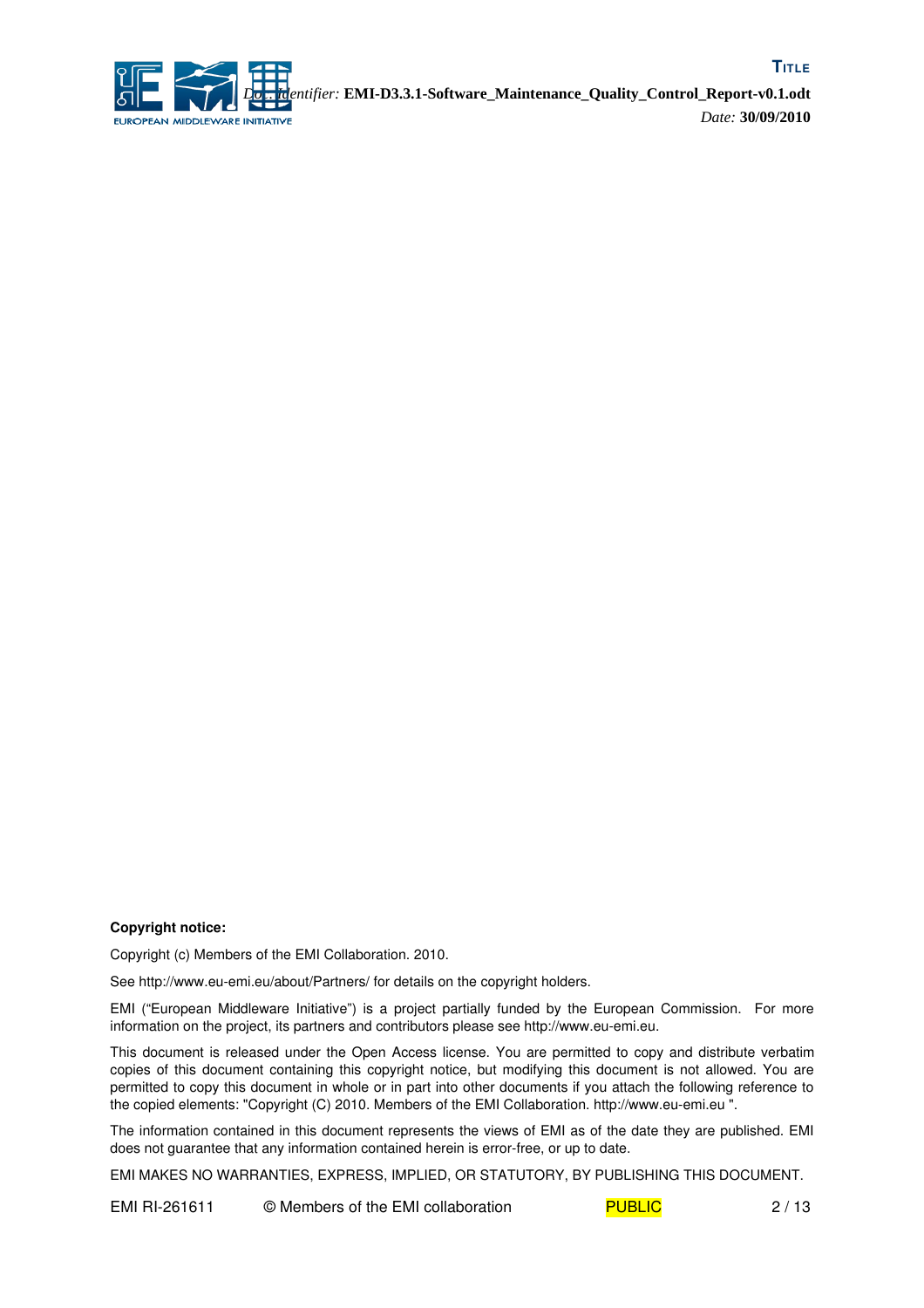**Copyright notice:**

Copyright (c) Members of the EMI Collaboration. 2010.

See http://www.eu-emi.eu/about/Partners/ for details on the copyright holders.

EMI ("European Middleware Initiative") is a project partially funded by the European Commission. For more information on the project, its partners and contributors please see http://www.eu-emi.eu.

This document is released under the Open Access license. You are permitted to copy and distribute verbatim copies of this document containing this copyright notice, but modifying this document is not allowed. You are permitted to copy this document in whole or in part into other documents if you attach the following reference to the copied elements: "Copyright (C) 2010. Members of the EMI Collaboration. http://www.eu-emi.eu ".

The information contained in this document represents the views of EMI as of the date they are published. EMI does not guarantee that any information contained herein is error-free, or up to date.

EMI MAKES NO WARRANTIES, EXPRESS, IMPLIED, OR STATUTORY, BY PUBLISHING THIS DOCUMENT.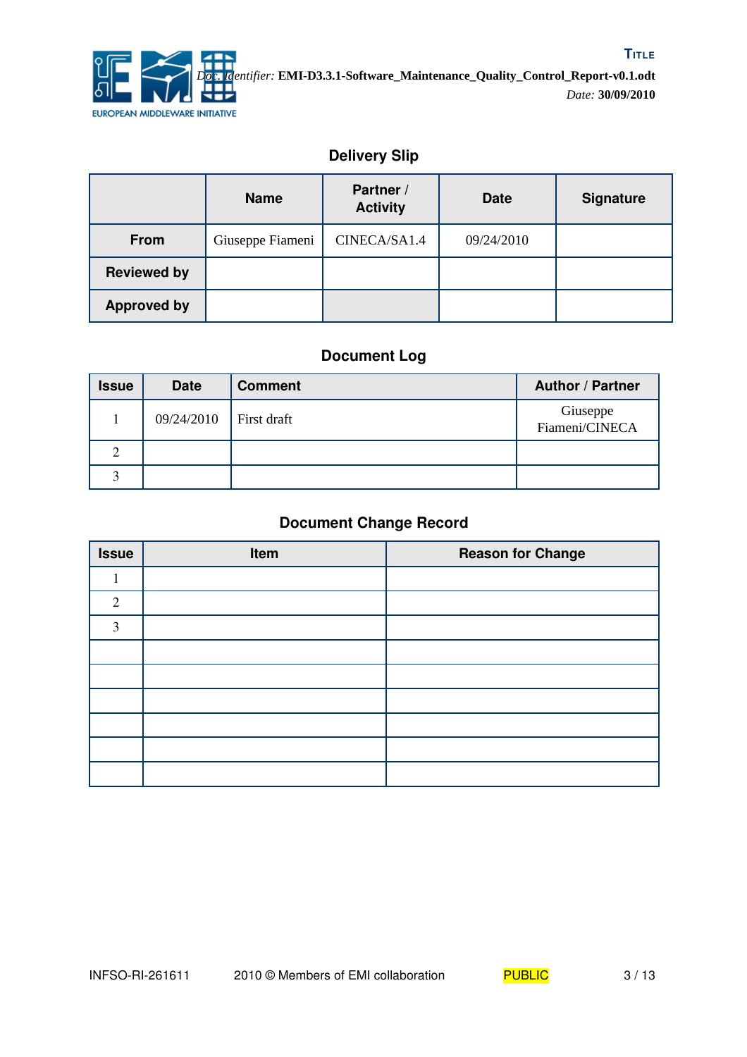## Delivery Slip

| | Name | Partner / Activity | Date | Signature |
|---|---|---|---|---|
| **From** | Giuseppe Fiameni | CINECA/SA1.4 | 09/24/2010 | |
| **Reviewed by** | | | | |
| **Approved by** | | | | |

## Document Log

| Issue | Date | Comment | Author / Partner |
|---|---|---|---|
| 1 | 09/24/2010 | First draft | Giuseppe Fiameni/CINECA |
| 2 | | | |
| 3 | | | |

## Document Change Record

| Issue | Item | Reason for Change |
|---|---|---|
| 1 | | |
| 2 | | |
| 3 | | |
| | | |
| | | |
| | | |
| | | |
| | | |
| | | |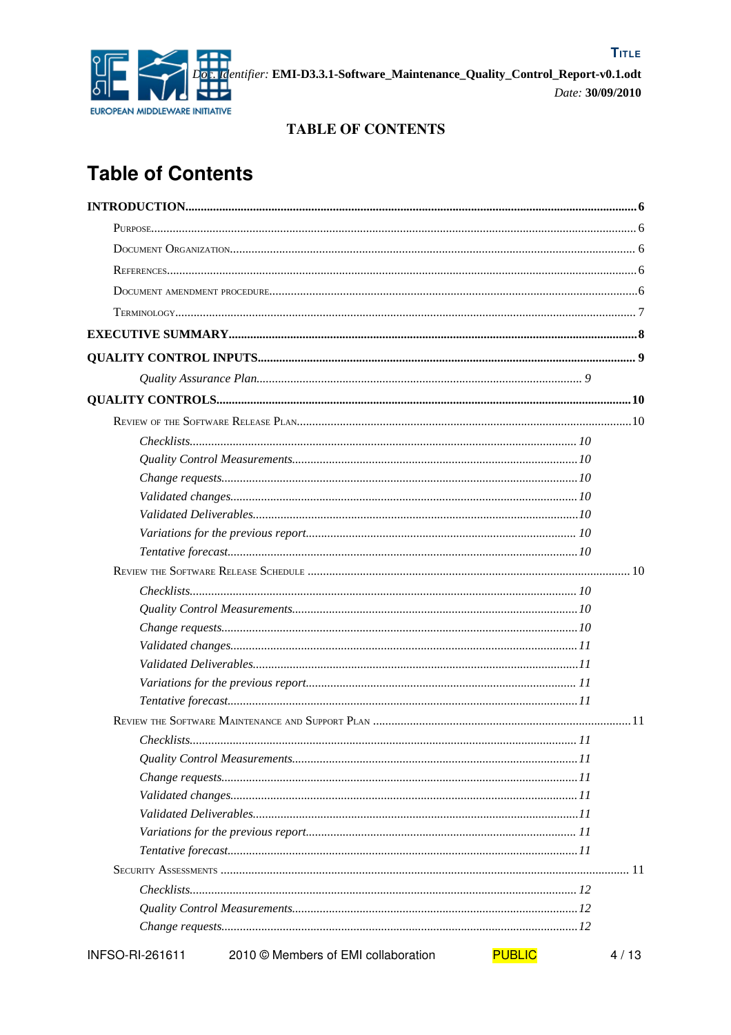# Table of Contents

**INTRODUCTION** ..... 6

- Purpose ..... 6
- Document Organization ..... 6
- References ..... 6
- Document amendment procedure ..... 6
- Terminology ..... 7

**EXECUTIVE SUMMARY** ..... 8

**QUALITY CONTROL INPUTS** ..... 9

- *Quality Assurance Plan* ..... 9

**QUALITY CONTROLS** ..... 10

- Review of the Software Release Plan ..... 10
  - *Checklists* ..... 10
  - *Quality Control Measurements* ..... 10
  - *Change requests* ..... 10
  - *Validated changes* ..... 10
  - *Validated Deliverables* ..... 10
  - *Variations for the previous report* ..... 10
  - *Tentative forecast* ..... 10
- Review the Software Release Schedule ..... 10
  - *Checklists* ..... 10
  - *Quality Control Measurements* ..... 10
  - *Change requests* ..... 10
  - *Validated changes* ..... 11
  - *Validated Deliverables* ..... 11
  - *Variations for the previous report* ..... 11
  - *Tentative forecast* ..... 11
- Review the Software Maintenance and Support Plan ..... 11
  - *Checklists* ..... 11
  - *Quality Control Measurements* ..... 11
  - *Change requests* ..... 11
  - *Validated changes* ..... 11
  - *Validated Deliverables* ..... 11
  - *Variations for the previous report* ..... 11
  - *Tentative forecast* ..... 11
- Security Assessments ..... 11
  - *Checklists* ..... 12
  - *Quality Control Measurements* ..... 12
  - *Change requests* ..... 12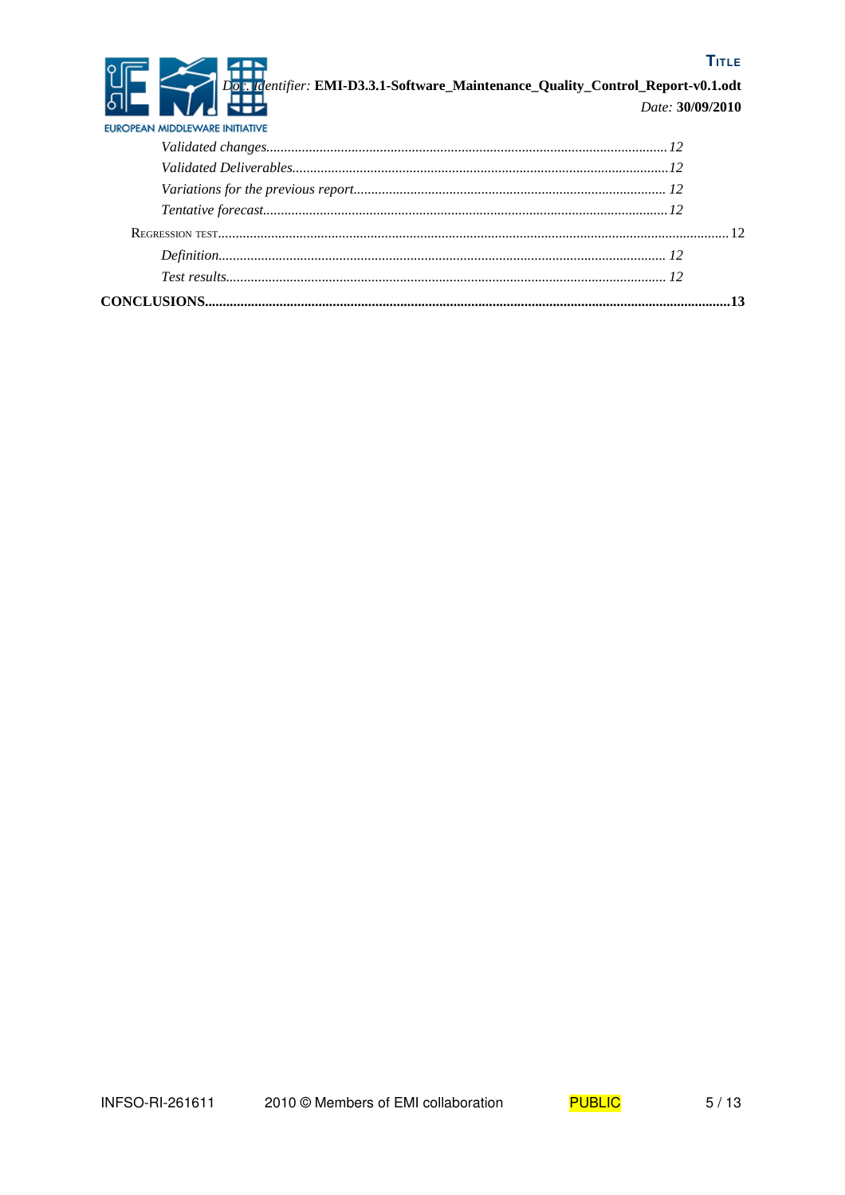*Validated changes* ........ *12*

*Validated Deliverables* ........ *12*

*Variations for the previous report* ........ *12*

*Tentative forecast* ........ *12*

Regression test ........ 12

*Definition* ........ *12*

*Test results* ........ *12*

**CONCLUSIONS ........ 13**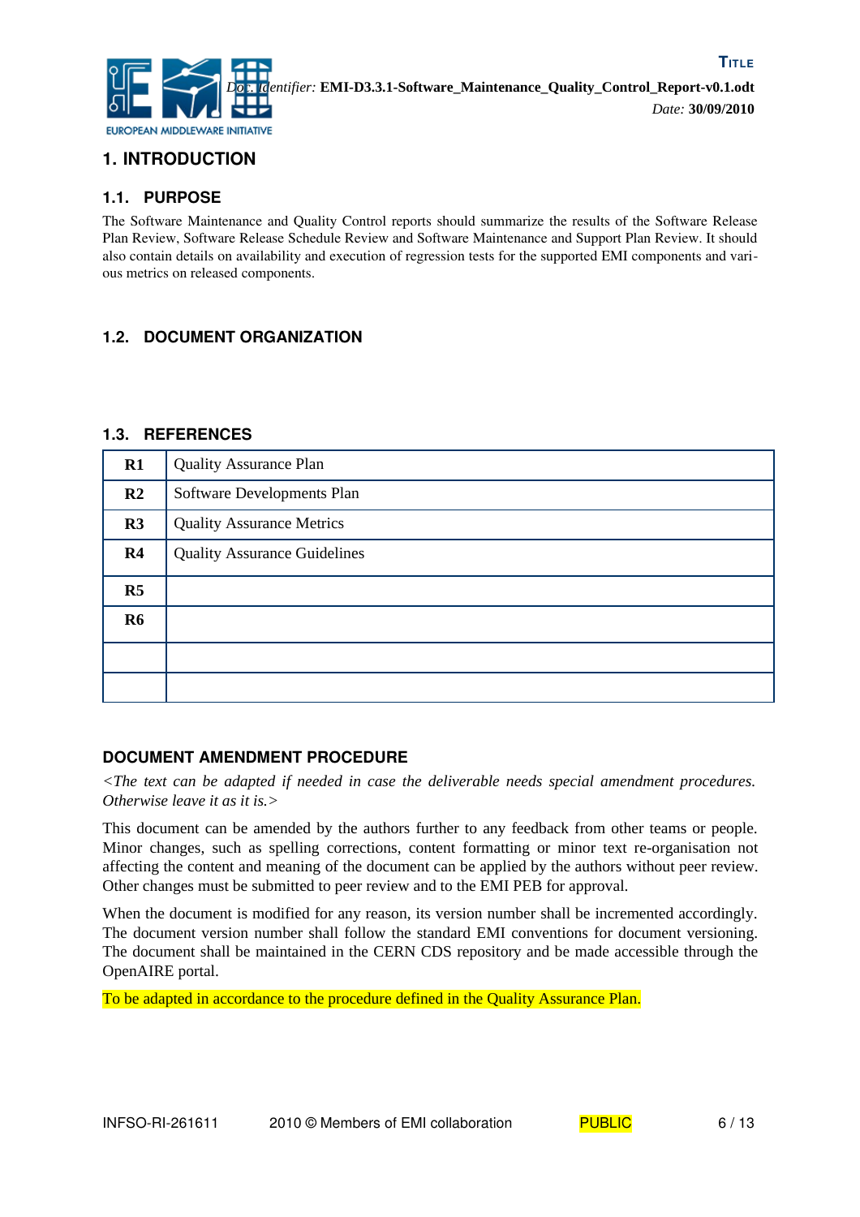# 1. INTRODUCTION

## 1.1. PURPOSE

The Software Maintenance and Quality Control reports should summarize the results of the Software Release Plan Review, Software Release Schedule Review and Software Maintenance and Support Plan Review. It should also contain details on availability and execution of regression tests for the supported EMI components and various metrics on released components.

## 1.2. DOCUMENT ORGANIZATION

## 1.3. REFERENCES

| | |
|---|---|
| **R1** | Quality Assurance Plan |
| **R2** | Software Developments Plan |
| **R3** | Quality Assurance Metrics |
| **R4** | Quality Assurance Guidelines |
| **R5** | |
| **R6** | |
| | |
| | |

### DOCUMENT AMENDMENT PROCEDURE

*<The text can be adapted if needed in case the deliverable needs special amendment procedures. Otherwise leave it as it is.>*

This document can be amended by the authors further to any feedback from other teams or people. Minor changes, such as spelling corrections, content formatting or minor text re-organisation not affecting the content and meaning of the document can be applied by the authors without peer review. Other changes must be submitted to peer review and to the EMI PEB for approval.

When the document is modified for any reason, its version number shall be incremented accordingly. The document version number shall follow the standard EMI conventions for document versioning. The document shall be maintained in the CERN CDS repository and be made accessible through the OpenAIRE portal.

To be adapted in accordance to the procedure defined in the Quality Assurance Plan.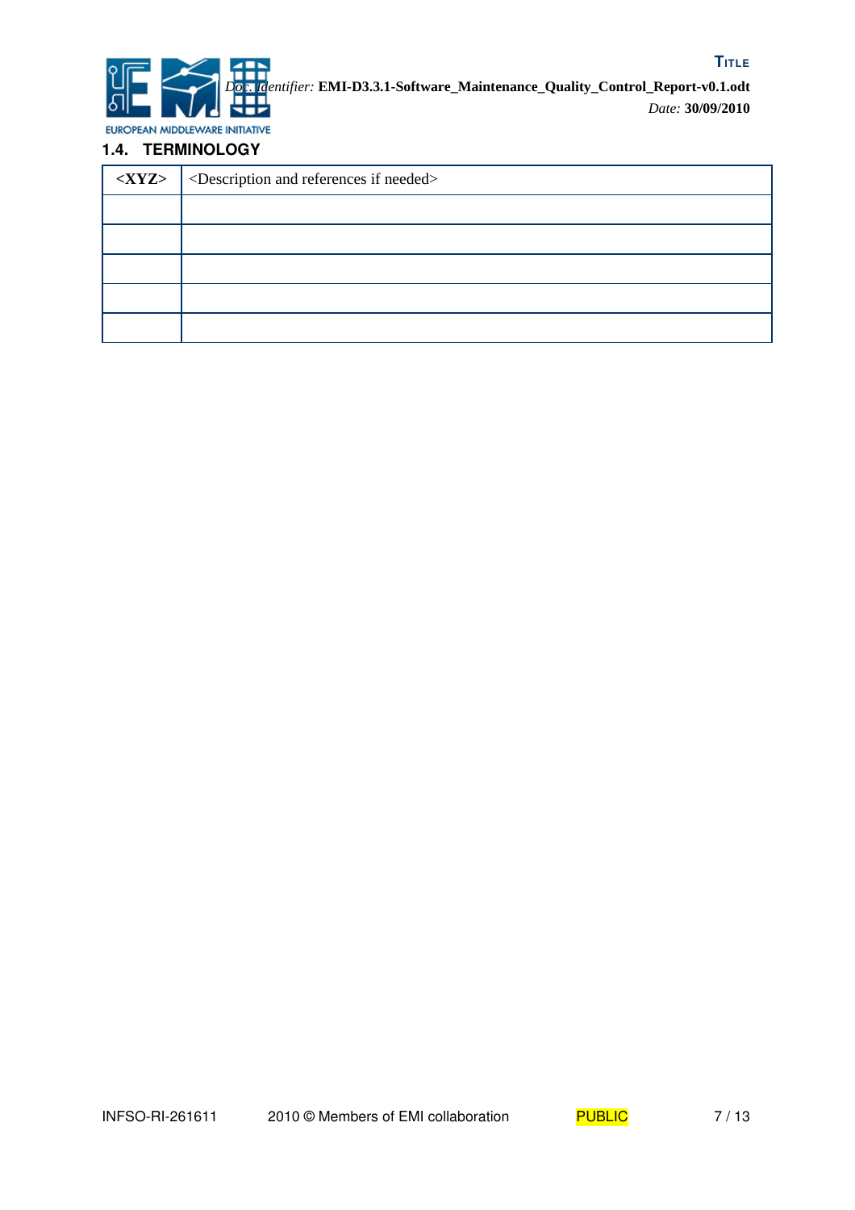### 1.4. TERMINOLOGY

| **<XYZ>** | <Description and references if needed> |
|---|---|
| | |
| | |
| | |
| | |
| | |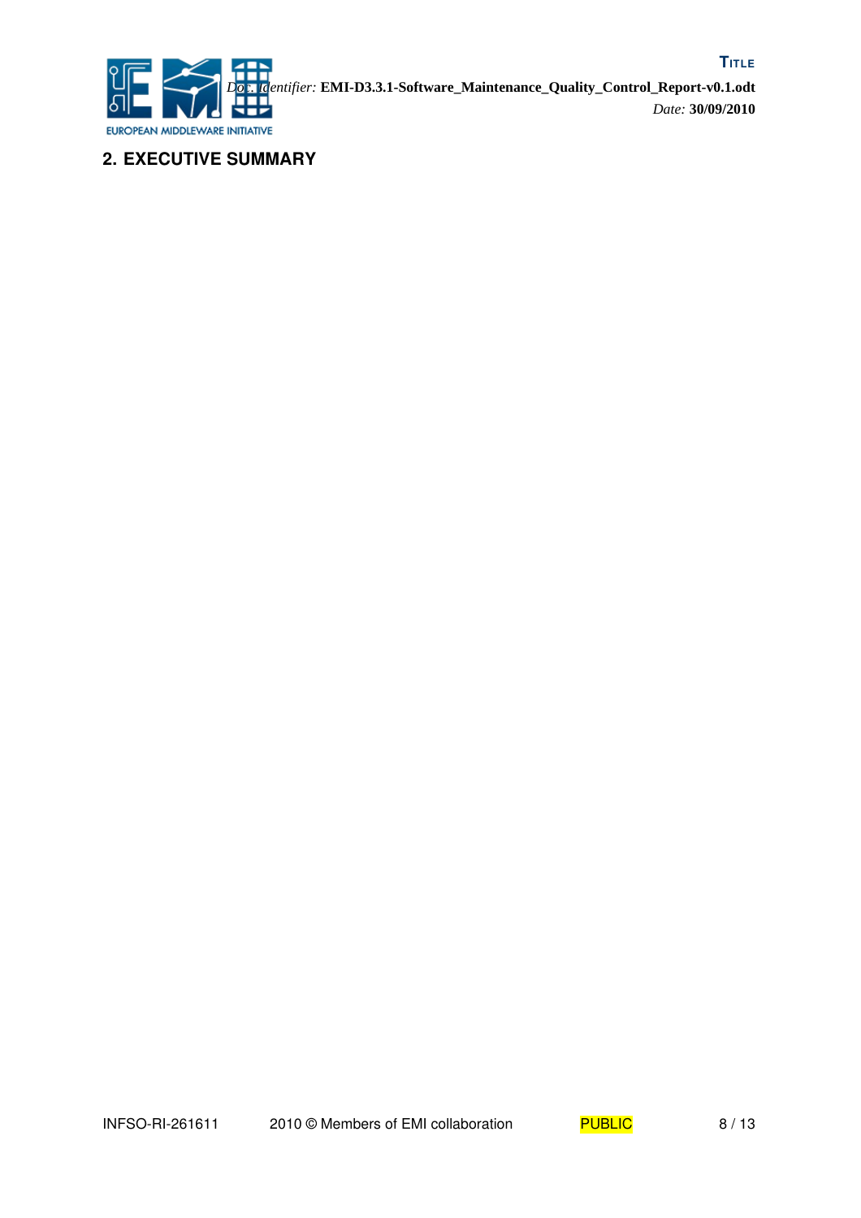## 2. EXECUTIVE SUMMARY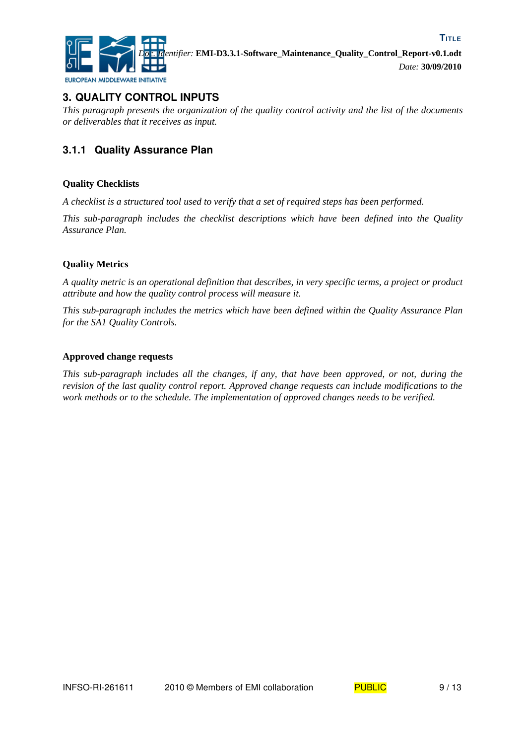# 3. QUALITY CONTROL INPUTS

*This paragraph presents the organization of the quality control activity and the list of the documents or deliverables that it receives as input.*

## 3.1.1 Quality Assurance Plan

**Quality Checklists**

*A checklist is a structured tool used to verify that a set of required steps has been performed.*

*This sub-paragraph includes the checklist descriptions which have been defined into the Quality Assurance Plan.*

**Quality Metrics**

*A quality metric is an operational definition that describes, in very specific terms, a project or product attribute and how the quality control process will measure it.*

*This sub-paragraph includes the metrics which have been defined within the Quality Assurance Plan for the SA1 Quality Controls.*

**Approved change requests**

*This sub-paragraph includes all the changes, if any, that have been approved, or not, during the revision of the last quality control report. Approved change requests can include modifications to the work methods or to the schedule. The implementation of approved changes needs to be verified.*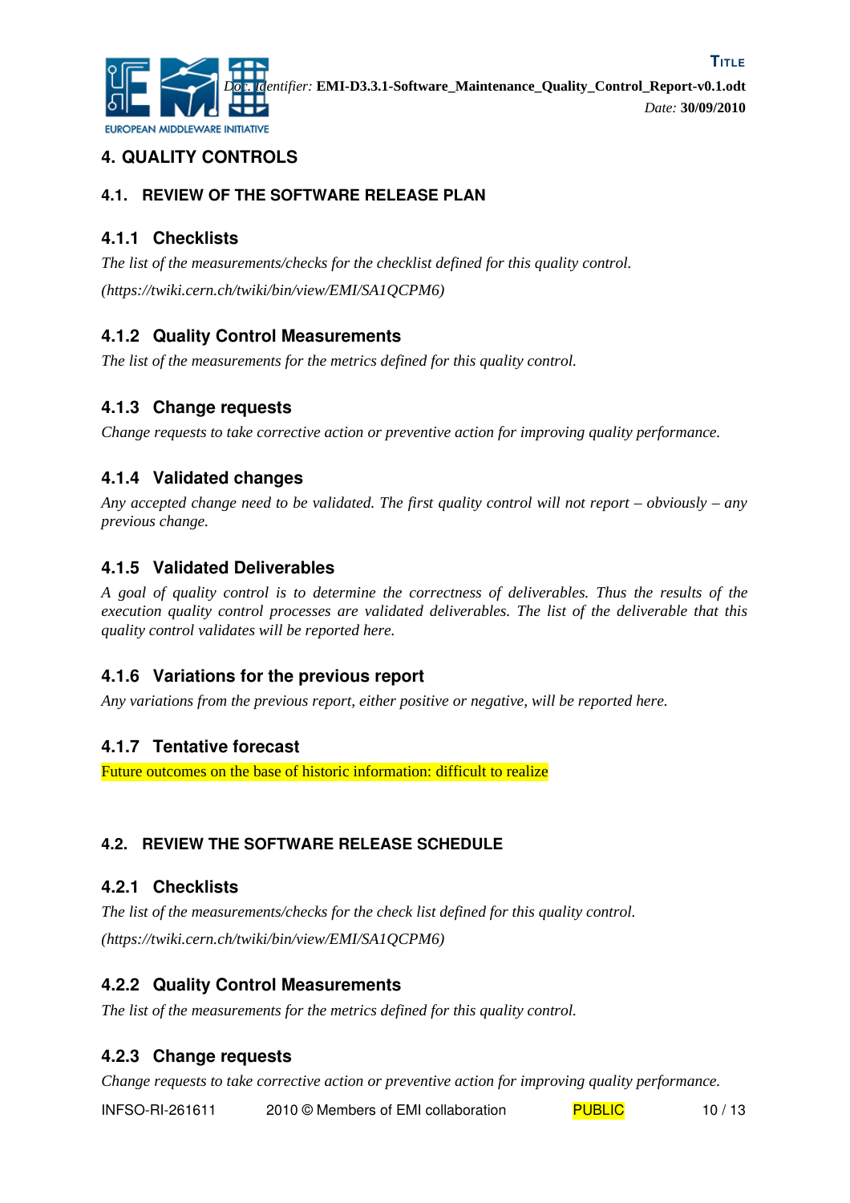# 4. QUALITY CONTROLS

## 4.1. REVIEW OF THE SOFTWARE RELEASE PLAN

### 4.1.1 Checklists

*The list of the measurements/checks for the checklist defined for this quality control.*

*(https://twiki.cern.ch/twiki/bin/view/EMI/SA1QCPM6)*

### 4.1.2 Quality Control Measurements

*The list of the measurements for the metrics defined for this quality control.*

### 4.1.3 Change requests

*Change requests to take corrective action or preventive action for improving quality performance.*

### 4.1.4 Validated changes

*Any accepted change need to be validated. The first quality control will not report – obviously – any previous change.*

### 4.1.5 Validated Deliverables

*A goal of quality control is to determine the correctness of deliverables. Thus the results of the execution quality control processes are validated deliverables. The list of the deliverable that this quality control validates will be reported here.*

### 4.1.6 Variations for the previous report

*Any variations from the previous report, either positive or negative, will be reported here.*

### 4.1.7 Tentative forecast

Future outcomes on the base of historic information: difficult to realize

## 4.2. REVIEW THE SOFTWARE RELEASE SCHEDULE

### 4.2.1 Checklists

*The list of the measurements/checks for the check list defined for this quality control.*

*(https://twiki.cern.ch/twiki/bin/view/EMI/SA1QCPM6)*

### 4.2.2 Quality Control Measurements

*The list of the measurements for the metrics defined for this quality control.*

### 4.2.3 Change requests

*Change requests to take corrective action or preventive action for improving quality performance.*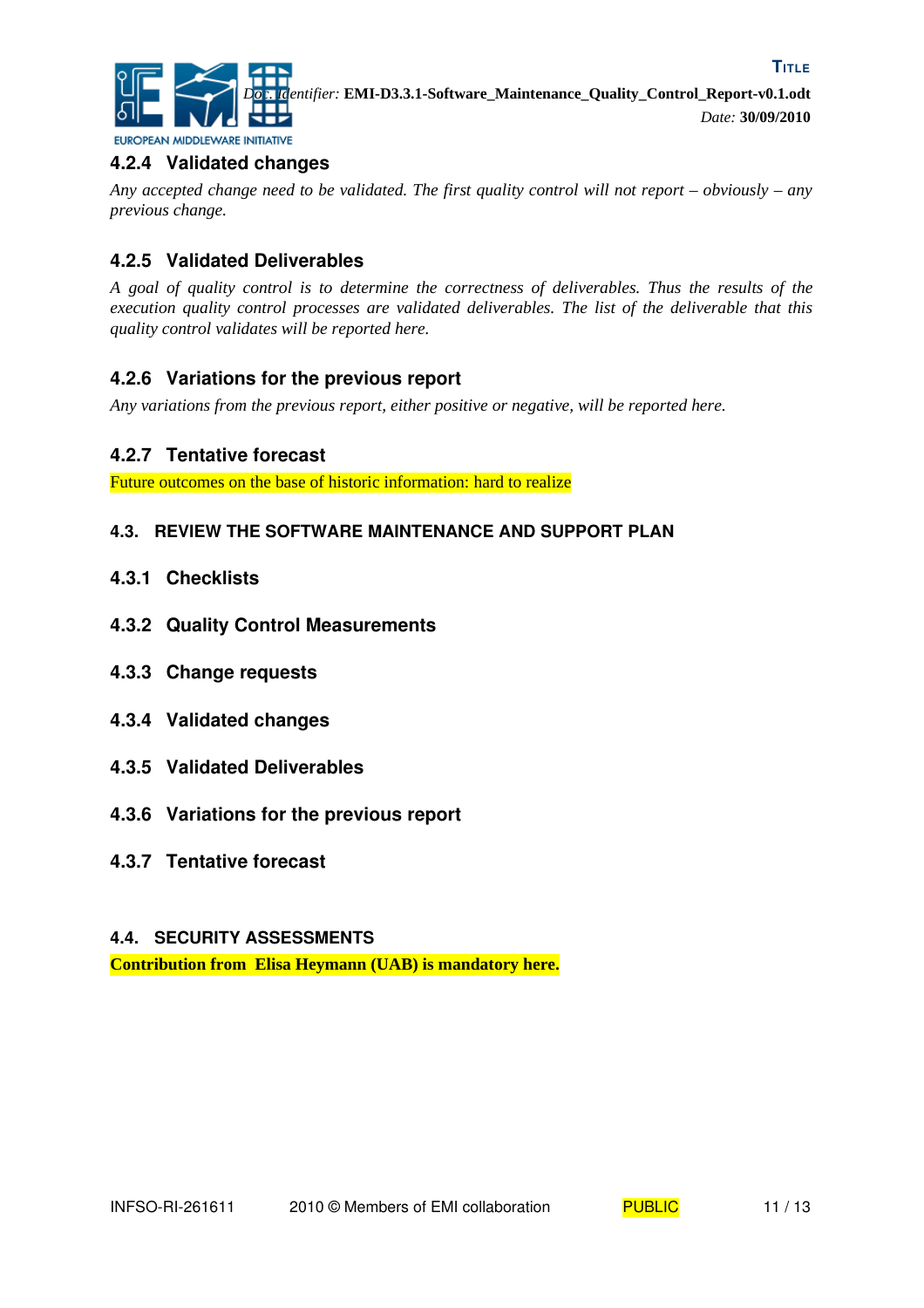### 4.2.4 Validated changes

*Any accepted change need to be validated. The first quality control will not report – obviously – any previous change.*

### 4.2.5 Validated Deliverables

*A goal of quality control is to determine the correctness of deliverables. Thus the results of the execution quality control processes are validated deliverables. The list of the deliverable that this quality control validates will be reported here.*

### 4.2.6 Variations for the previous report

*Any variations from the previous report, either positive or negative, will be reported here.*

### 4.2.7 Tentative forecast

Future outcomes on the base of historic information: hard to realize

## 4.3. REVIEW THE SOFTWARE MAINTENANCE AND SUPPORT PLAN

### 4.3.1 Checklists

### 4.3.2 Quality Control Measurements

### 4.3.3 Change requests

### 4.3.4 Validated changes

### 4.3.5 Validated Deliverables

### 4.3.6 Variations for the previous report

### 4.3.7 Tentative forecast

## 4.4. SECURITY ASSESSMENTS

**Contribution from Elisa Heymann (UAB) is mandatory here.**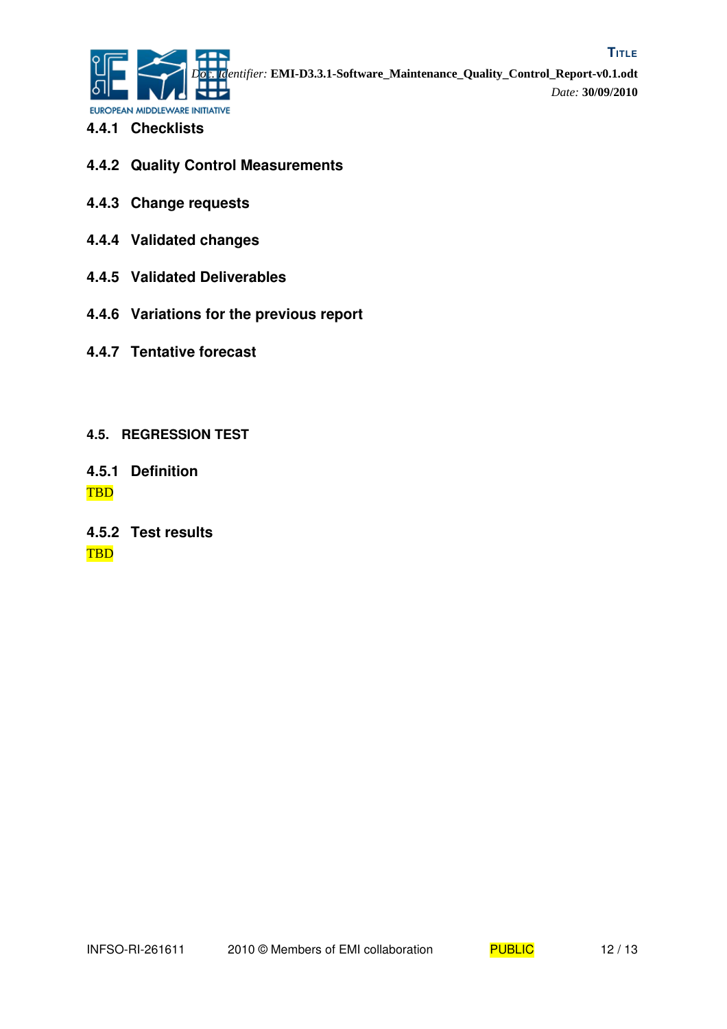#### 4.4.1 Checklists

#### 4.4.2 Quality Control Measurements

#### 4.4.3 Change requests

#### 4.4.4 Validated changes

#### 4.4.5 Validated Deliverables

#### 4.4.6 Variations for the previous report

#### 4.4.7 Tentative forecast

### 4.5. REGRESSION TEST

#### 4.5.1 Definition

TBD

#### 4.5.2 Test results

TBD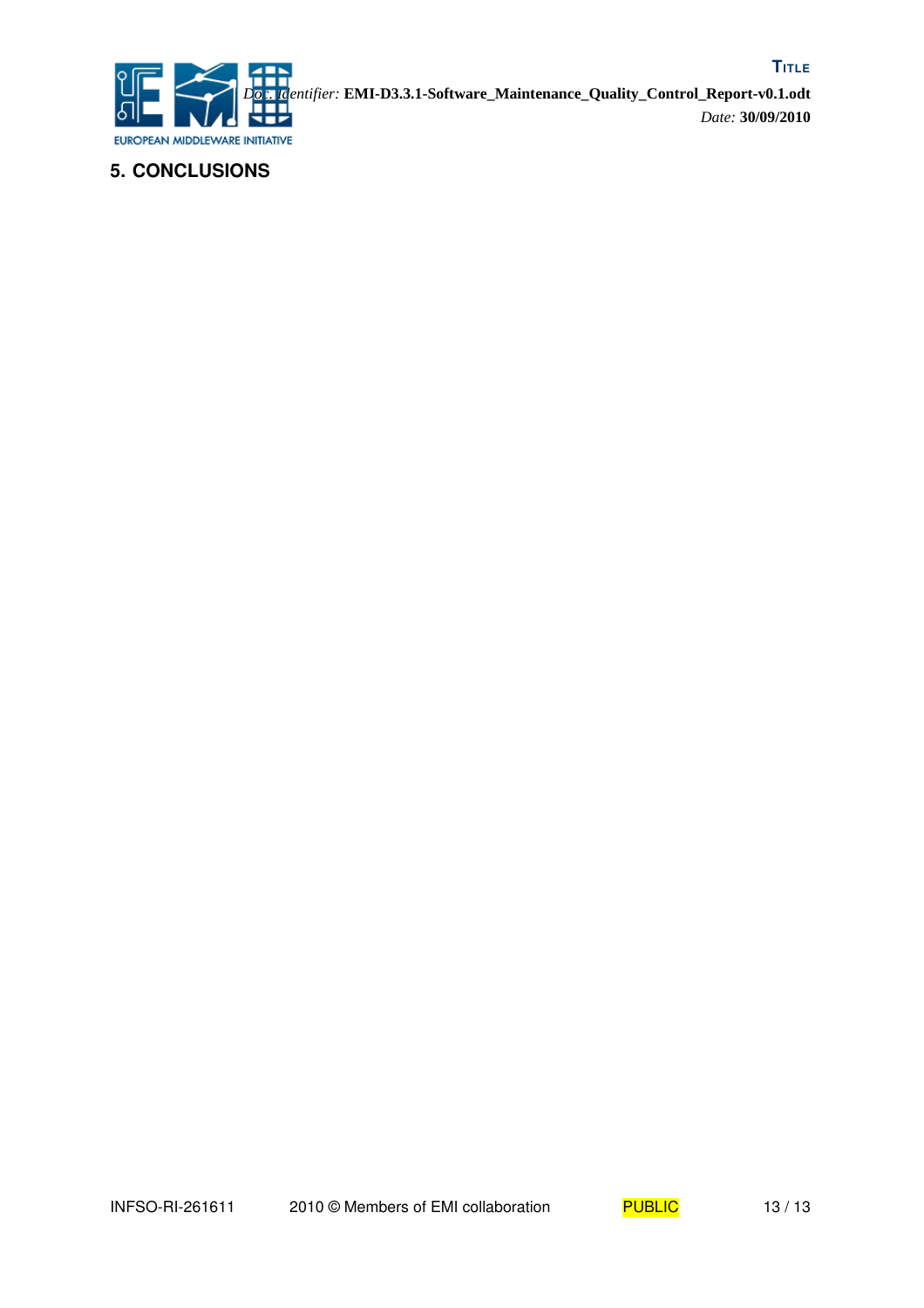# 5. CONCLUSIONS